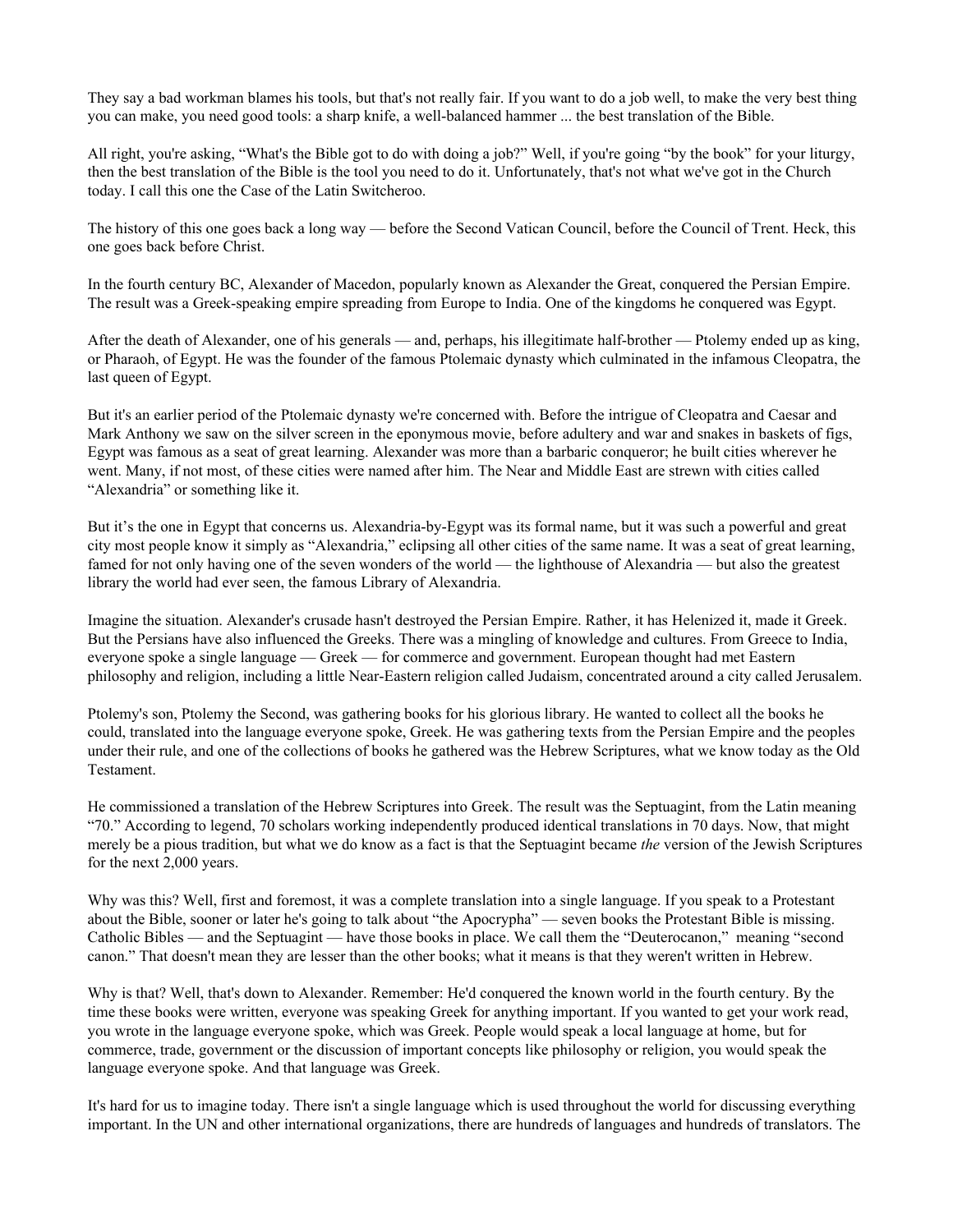They say a bad workman blames his tools, but that's not really fair. If you want to do a job well, to make the very best thing you can make, you need good tools: a sharp knife, a well-balanced hammer ... the best translation of the Bible.

All right, you're asking, "What's the Bible got to do with doing a job?" Well, if you're going "by the book" for your liturgy, then the best translation of the Bible is the tool you need to do it. Unfortunately, that's not what we've got in the Church today. I call this one the Case of the Latin Switcheroo.

The history of this one goes back a long way — before the Second Vatican Council, before the Council of Trent. Heck, this one goes back before Christ.

In the fourth century BC, Alexander of Macedon, popularly known as Alexander the Great, conquered the Persian Empire. The result was a Greek-speaking empire spreading from Europe to India. One of the kingdoms he conquered was Egypt.

After the death of Alexander, one of his generals — and, perhaps, his illegitimate half-brother — Ptolemy ended up as king, or Pharaoh, of Egypt. He was the founder of the famous Ptolemaic dynasty which culminated in the infamous Cleopatra, the last queen of Egypt.

But it's an earlier period of the Ptolemaic dynasty we're concerned with. Before the intrigue of Cleopatra and Caesar and Mark Anthony we saw on the silver screen in the eponymous movie, before adultery and war and snakes in baskets of figs, Egypt was famous as a seat of great learning. Alexander was more than a barbaric conqueror; he built cities wherever he went. Many, if not most, of these cities were named after him. The Near and Middle East are strewn with cities called "Alexandria" or something like it.

But it's the one in Egypt that concerns us. Alexandria-by-Egypt was its formal name, but it was such a powerful and great city most people know it simply as "Alexandria," eclipsing all other cities of the same name. It was a seat of great learning, famed for not only having one of the seven wonders of the world — the lighthouse of Alexandria — but also the greatest library the world had ever seen, the famous Library of Alexandria.

Imagine the situation. Alexander's crusade hasn't destroyed the Persian Empire. Rather, it has Helenized it, made it Greek. But the Persians have also influenced the Greeks. There was a mingling of knowledge and cultures. From Greece to India, everyone spoke a single language — Greek — for commerce and government. European thought had met Eastern philosophy and religion, including a little Near-Eastern religion called Judaism, concentrated around a city called Jerusalem.

Ptolemy's son, Ptolemy the Second, was gathering books for his glorious library. He wanted to collect all the books he could, translated into the language everyone spoke, Greek. He was gathering texts from the Persian Empire and the peoples under their rule, and one of the collections of books he gathered was the Hebrew Scriptures, what we know today as the Old Testament.

He commissioned a translation of the Hebrew Scriptures into Greek. The result was the Septuagint, from the Latin meaning "70." According to legend, 70 scholars working independently produced identical translations in 70 days. Now, that might merely be a pious tradition, but what we do know as a fact is that the Septuagint became *the* version of the Jewish Scriptures for the next 2,000 years.

Why was this? Well, first and foremost, it was a complete translation into a single language. If you speak to a Protestant about the Bible, sooner or later he's going to talk about "the Apocrypha" — seven books the Protestant Bible is missing. Catholic Bibles — and the Septuagint — have those books in place. We call them the "Deuterocanon," meaning "second canon." That doesn't mean they are lesser than the other books; what it means is that they weren't written in Hebrew.

Why is that? Well, that's down to Alexander. Remember: He'd conquered the known world in the fourth century. By the time these books were written, everyone was speaking Greek for anything important. If you wanted to get your work read, you wrote in the language everyone spoke, which was Greek. People would speak a local language at home, but for commerce, trade, government or the discussion of important concepts like philosophy or religion, you would speak the language everyone spoke. And that language was Greek.

It's hard for us to imagine today. There isn't a single language which is used throughout the world for discussing everything important. In the UN and other international organizations, there are hundreds of languages and hundreds of translators. The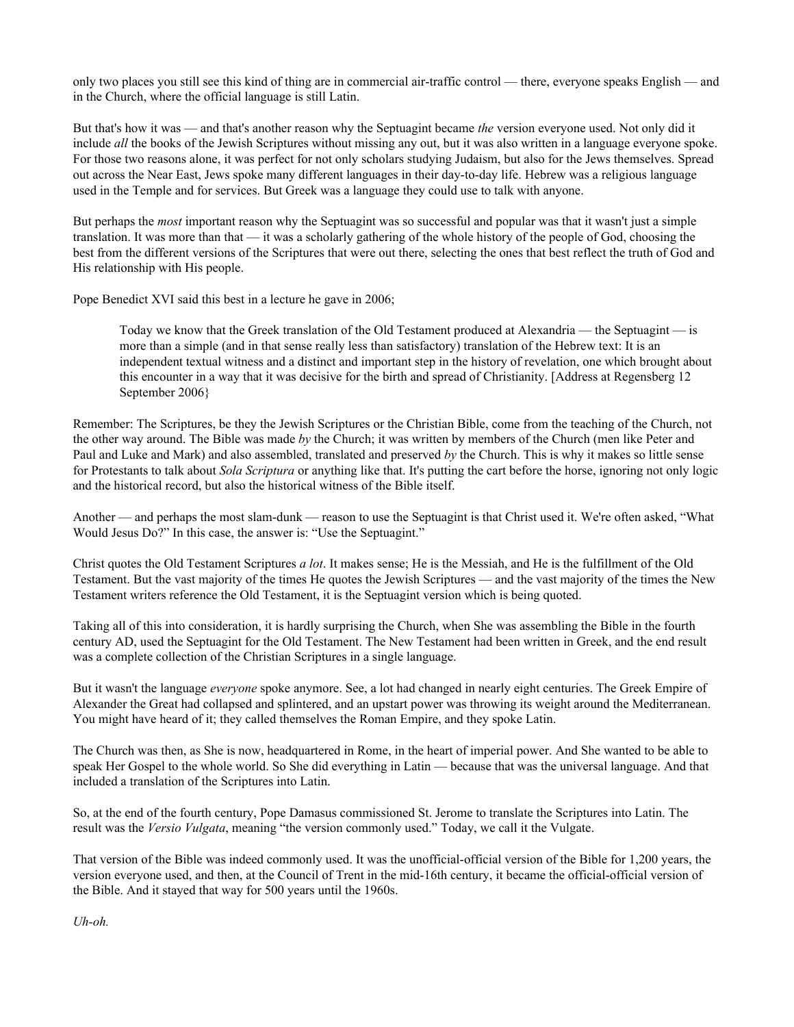only two places you still see this kind of thing are in commercial air-traffic control — there, everyone speaks English — and in the Church, where the official language is still Latin.

But that's how it was — and that's another reason why the Septuagint became *the* version everyone used. Not only did it include *all* the books of the Jewish Scriptures without missing any out, but it was also written in a language everyone spoke. For those two reasons alone, it was perfect for not only scholars studying Judaism, but also for the Jews themselves. Spread out across the Near East, Jews spoke many different languages in their day-to-day life. Hebrew was a religious language used in the Temple and for services. But Greek was a language they could use to talk with anyone.

But perhaps the *most* important reason why the Septuagint was so successful and popular was that it wasn't just a simple translation. It was more than that — it was a scholarly gathering of the whole history of the people of God, choosing the best from the different versions of the Scriptures that were out there, selecting the ones that best reflect the truth of God and His relationship with His people.

Pope Benedict XVI said this best in a lecture he gave in 2006;

> Today we know that the Greek translation of the Old Testament produced at Alexandria — the Septuagint — is more than a simple (and in that sense really less than satisfactory) translation of the Hebrew text: It is an independent textual witness and a distinct and important step in the history of revelation, one which brought about this encounter in a way that it was decisive for the birth and spread of Christianity. [Address at Regensberg 12 September 2006}

Remember: The Scriptures, be they the Jewish Scriptures or the Christian Bible, come from the teaching of the Church, not the other way around. The Bible was made *by* the Church; it was written by members of the Church (men like Peter and Paul and Luke and Mark) and also assembled, translated and preserved *by* the Church. This is why it makes so little sense for Protestants to talk about *Sola Scriptura* or anything like that. It's putting the cart before the horse, ignoring not only logic and the historical record, but also the historical witness of the Bible itself.

Another — and perhaps the most slam-dunk — reason to use the Septuagint is that Christ used it. We're often asked, "What Would Jesus Do?" In this case, the answer is: "Use the Septuagint."

Christ quotes the Old Testament Scriptures *a lot*. It makes sense; He is the Messiah, and He is the fulfillment of the Old Testament. But the vast majority of the times He quotes the Jewish Scriptures — and the vast majority of the times the New Testament writers reference the Old Testament, it is the Septuagint version which is being quoted.

Taking all of this into consideration, it is hardly surprising the Church, when She was assembling the Bible in the fourth century AD, used the Septuagint for the Old Testament. The New Testament had been written in Greek, and the end result was a complete collection of the Christian Scriptures in a single language.

But it wasn't the language *everyone* spoke anymore. See, a lot had changed in nearly eight centuries. The Greek Empire of Alexander the Great had collapsed and splintered, and an upstart power was throwing its weight around the Mediterranean. You might have heard of it; they called themselves the Roman Empire, and they spoke Latin.

The Church was then, as She is now, headquartered in Rome, in the heart of imperial power. And She wanted to be able to speak Her Gospel to the whole world. So She did everything in Latin — because that was the universal language. And that included a translation of the Scriptures into Latin.

So, at the end of the fourth century, Pope Damasus commissioned St. Jerome to translate the Scriptures into Latin. The result was the *Versio Vulgata*, meaning "the version commonly used." Today, we call it the Vulgate.

That version of the Bible was indeed commonly used. It was the unofficial-official version of the Bible for 1,200 years, the version everyone used, and then, at the Council of Trent in the mid-16th century, it became the official-official version of the Bible. And it stayed that way for 500 years until the 1960s.

*Uh-oh.*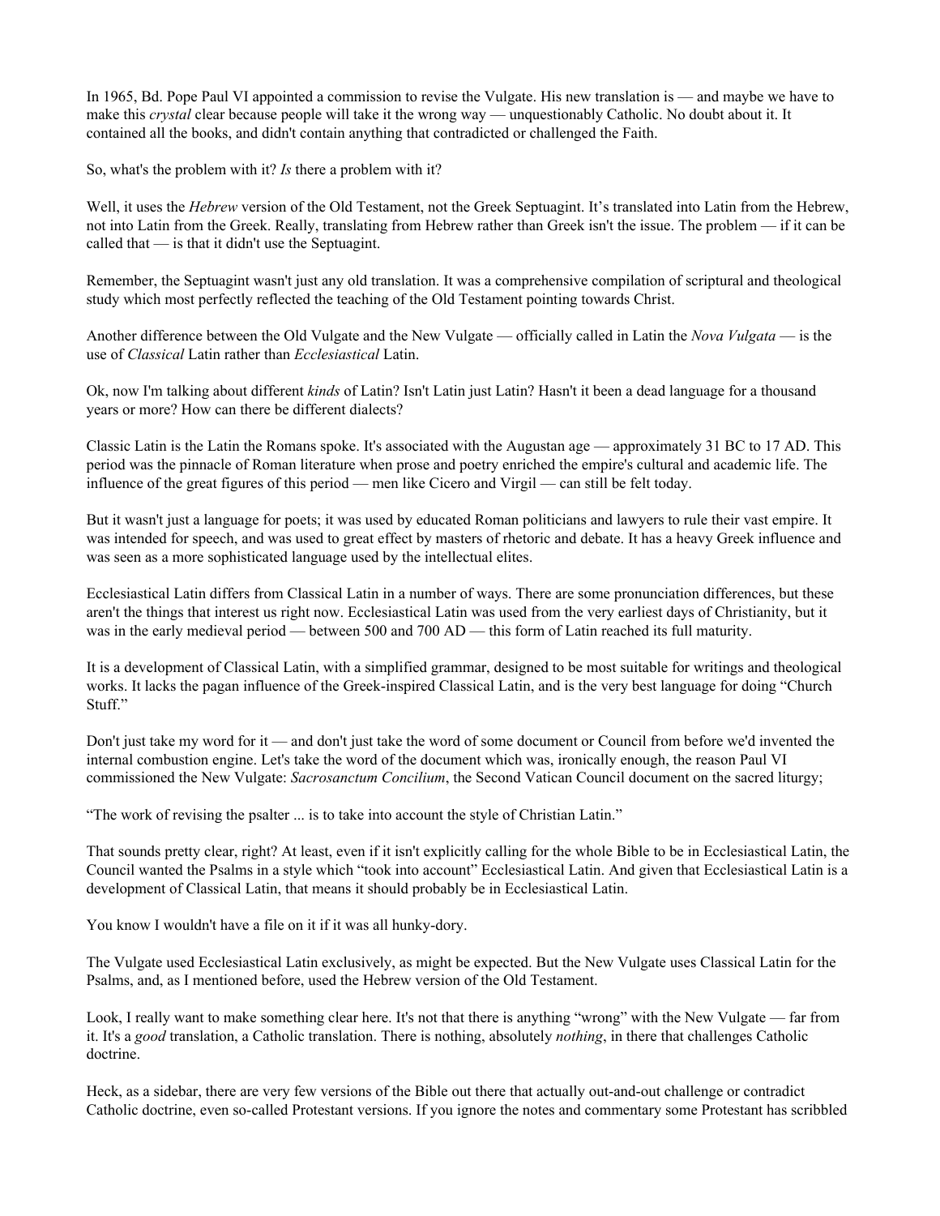In 1965, Bd. Pope Paul VI appointed a commission to revise the Vulgate. His new translation is — and maybe we have to make this *crystal* clear because people will take it the wrong way — unquestionably Catholic. No doubt about it. It contained all the books, and didn't contain anything that contradicted or challenged the Faith.

So, what's the problem with it? *Is* there a problem with it?

Well, it uses the *Hebrew* version of the Old Testament, not the Greek Septuagint. It's translated into Latin from the Hebrew, not into Latin from the Greek. Really, translating from Hebrew rather than Greek isn't the issue. The problem — if it can be called that — is that it didn't use the Septuagint.

Remember, the Septuagint wasn't just any old translation. It was a comprehensive compilation of scriptural and theological study which most perfectly reflected the teaching of the Old Testament pointing towards Christ.

Another difference between the Old Vulgate and the New Vulgate — officially called in Latin the *Nova Vulgata* — is the use of *Classical* Latin rather than *Ecclesiastical* Latin.

Ok, now I'm talking about different *kinds* of Latin? Isn't Latin just Latin? Hasn't it been a dead language for a thousand years or more? How can there be different dialects?

Classic Latin is the Latin the Romans spoke. It's associated with the Augustan age — approximately 31 BC to 17 AD. This period was the pinnacle of Roman literature when prose and poetry enriched the empire's cultural and academic life. The influence of the great figures of this period — men like Cicero and Virgil — can still be felt today.

But it wasn't just a language for poets; it was used by educated Roman politicians and lawyers to rule their vast empire. It was intended for speech, and was used to great effect by masters of rhetoric and debate. It has a heavy Greek influence and was seen as a more sophisticated language used by the intellectual elites.

Ecclesiastical Latin differs from Classical Latin in a number of ways. There are some pronunciation differences, but these aren't the things that interest us right now. Ecclesiastical Latin was used from the very earliest days of Christianity, but it was in the early medieval period — between 500 and 700 AD — this form of Latin reached its full maturity.

It is a development of Classical Latin, with a simplified grammar, designed to be most suitable for writings and theological works. It lacks the pagan influence of the Greek-inspired Classical Latin, and is the very best language for doing "Church Stuff."

Don't just take my word for it — and don't just take the word of some document or Council from before we'd invented the internal combustion engine. Let's take the word of the document which was, ironically enough, the reason Paul VI commissioned the New Vulgate: *Sacrosanctum Concilium*, the Second Vatican Council document on the sacred liturgy;

"The work of revising the psalter ... is to take into account the style of Christian Latin."

That sounds pretty clear, right? At least, even if it isn't explicitly calling for the whole Bible to be in Ecclesiastical Latin, the Council wanted the Psalms in a style which "took into account" Ecclesiastical Latin. And given that Ecclesiastical Latin is a development of Classical Latin, that means it should probably be in Ecclesiastical Latin.

You know I wouldn't have a file on it if it was all hunky-dory.

The Vulgate used Ecclesiastical Latin exclusively, as might be expected. But the New Vulgate uses Classical Latin for the Psalms, and, as I mentioned before, used the Hebrew version of the Old Testament.

Look, I really want to make something clear here. It's not that there is anything "wrong" with the New Vulgate — far from it. It's a *good* translation, a Catholic translation. There is nothing, absolutely *nothing*, in there that challenges Catholic doctrine.

Heck, as a sidebar, there are very few versions of the Bible out there that actually out-and-out challenge or contradict Catholic doctrine, even so-called Protestant versions. If you ignore the notes and commentary some Protestant has scribbled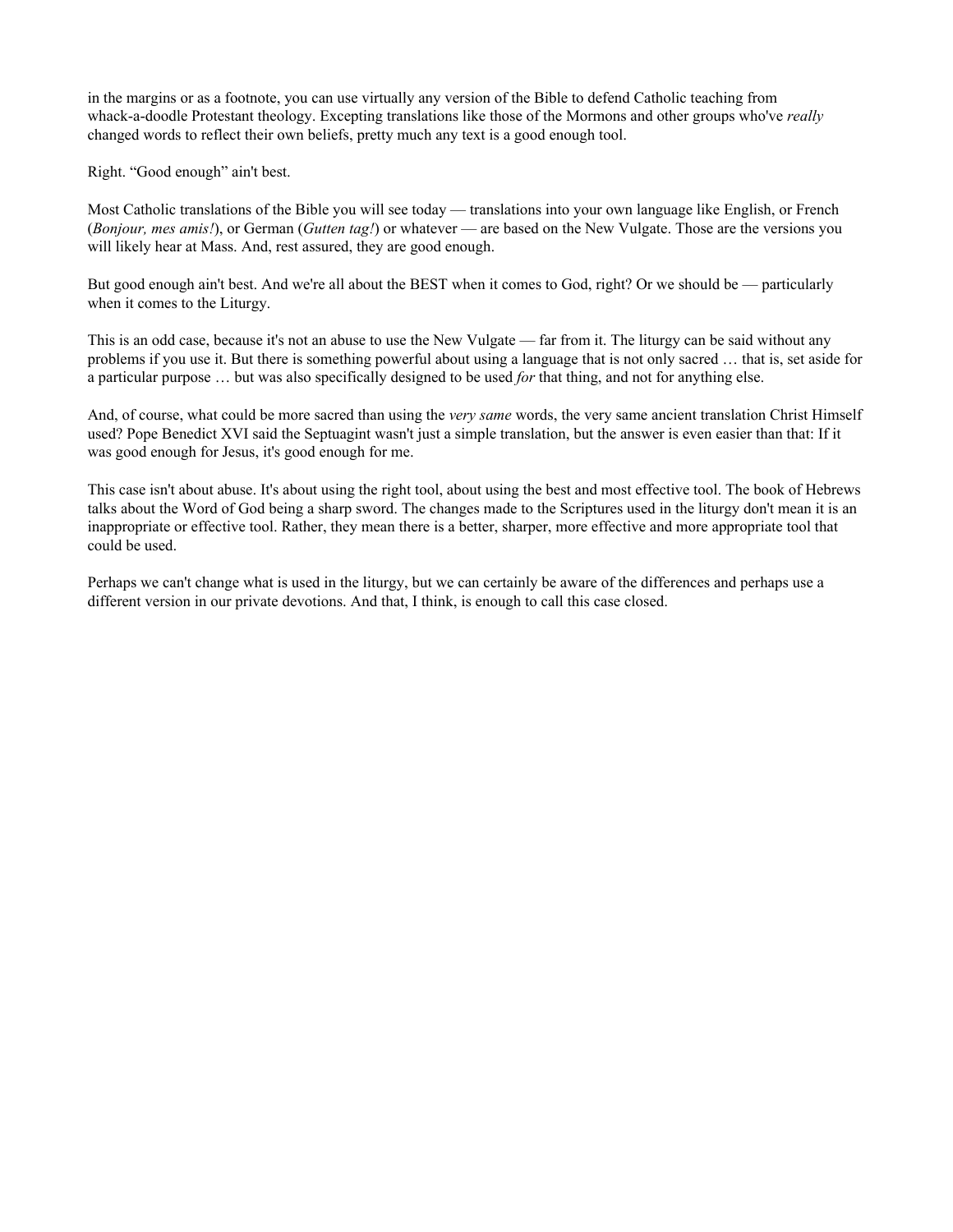in the margins or as a footnote, you can use virtually any version of the Bible to defend Catholic teaching from whack-a-doodle Protestant theology. Excepting translations like those of the Mormons and other groups who've *really* changed words to reflect their own beliefs, pretty much any text is a good enough tool.

Right. "Good enough" ain't best.

Most Catholic translations of the Bible you will see today — translations into your own language like English, or French (*Bonjour, mes amis!*), or German (*Gutten tag!*) or whatever — are based on the New Vulgate. Those are the versions you will likely hear at Mass. And, rest assured, they are good enough.

But good enough ain't best. And we're all about the BEST when it comes to God, right? Or we should be — particularly when it comes to the Liturgy.

This is an odd case, because it's not an abuse to use the New Vulgate — far from it. The liturgy can be said without any problems if you use it. But there is something powerful about using a language that is not only sacred … that is, set aside for a particular purpose … but was also specifically designed to be used *for* that thing, and not for anything else.

And, of course, what could be more sacred than using the *very same* words, the very same ancient translation Christ Himself used? Pope Benedict XVI said the Septuagint wasn't just a simple translation, but the answer is even easier than that: If it was good enough for Jesus, it's good enough for me.

This case isn't about abuse. It's about using the right tool, about using the best and most effective tool. The book of Hebrews talks about the Word of God being a sharp sword. The changes made to the Scriptures used in the liturgy don't mean it is an inappropriate or effective tool. Rather, they mean there is a better, sharper, more effective and more appropriate tool that could be used.

Perhaps we can't change what is used in the liturgy, but we can certainly be aware of the differences and perhaps use a different version in our private devotions. And that, I think, is enough to call this case closed.